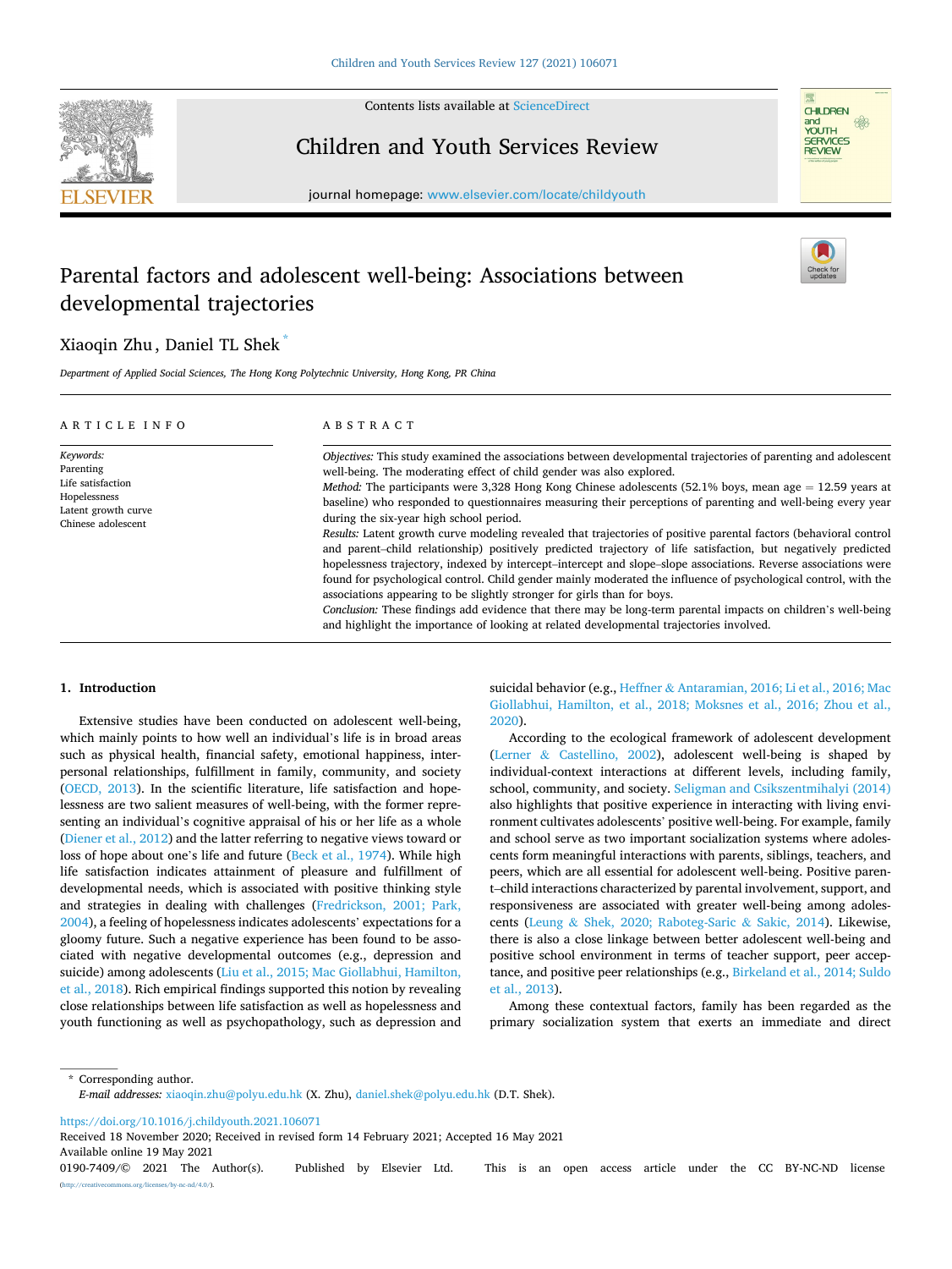# Parental factors and adolescent well-being: Associations between developmental trajectories

Xiaoqin Zhu, Daniel TL Shek *

*Department of Applied Social Sciences, The Hong Kong Polytechnic University, Hong Kong, PR China*

## ARTICLE INFO

*Keywords:*
Parenting
Life satisfaction
Hopelessness
Latent growth curve
Chinese adolescent

## ABSTRACT

*Objectives:* This study examined the associations between developmental trajectories of parenting and adolescent well-being. The moderating effect of child gender was also explored.

*Method:* The participants were 3,328 Hong Kong Chinese adolescents (52.1% boys, mean age = 12.59 years at baseline) who responded to questionnaires measuring their perceptions of parenting and well-being every year during the six-year high school period.

*Results:* Latent growth curve modeling revealed that trajectories of positive parental factors (behavioral control and parent–child relationship) positively predicted trajectory of life satisfaction, but negatively predicted hopelessness trajectory, indexed by intercept–intercept and slope–slope associations. Reverse associations were found for psychological control. Child gender mainly moderated the influence of psychological control, with the associations appearing to be slightly stronger for girls than for boys.

*Conclusion:* These findings add evidence that there may be long-term parental impacts on children's well-being and highlight the importance of looking at related developmental trajectories involved.

## 1. Introduction

Extensive studies have been conducted on adolescent well-being, which mainly points to how well an individual's life is in broad areas such as physical health, financial safety, emotional happiness, interpersonal relationships, fulfillment in family, community, and society (OECD, 2013). In the scientific literature, life satisfaction and hopelessness are two salient measures of well-being, with the former representing an individual's cognitive appraisal of his or her life as a whole (Diener et al., 2012) and the latter referring to negative views toward or loss of hope about one's life and future (Beck et al., 1974). While high life satisfaction indicates attainment of pleasure and fulfillment of developmental needs, which is associated with positive thinking style and strategies in dealing with challenges (Fredrickson, 2001; Park, 2004), a feeling of hopelessness indicates adolescents' expectations for a gloomy future. Such a negative experience has been found to be associated with negative developmental outcomes (e.g., depression and suicide) among adolescents (Liu et al., 2015; Mac Giollabhui, Hamilton, et al., 2018). Rich empirical findings supported this notion by revealing close relationships between life satisfaction as well as hopelessness and youth functioning as well as psychopathology, such as depression and suicidal behavior (e.g., Heffner & Antaramian, 2016; Li et al., 2016; Mac Giollabhui, Hamilton, et al., 2018; Moksnes et al., 2016; Zhou et al., 2020).

According to the ecological framework of adolescent development (Lerner & Castellino, 2002), adolescent well-being is shaped by individual-context interactions at different levels, including family, school, community, and society. Seligman and Csikszentmihalyi (2014) also highlights that positive experience in interacting with living environment cultivates adolescents' positive well-being. For example, family and school serve as two important socialization systems where adolescents form meaningful interactions with parents, siblings, teachers, and peers, which are all essential for adolescent well-being. Positive parent–child interactions characterized by parental involvement, support, and responsiveness are associated with greater well-being among adolescents (Leung & Shek, 2020; Raboteg-Saric & Sakic, 2014). Likewise, there is also a close linkage between better adolescent well-being and positive school environment in terms of teacher support, peer acceptance, and positive peer relationships (e.g., Birkeland et al., 2014; Suldo et al., 2013).

Among these contextual factors, family has been regarded as the primary socialization system that exerts an immediate and direct

---

* Corresponding author.
*E-mail addresses:* xiaoqin.zhu@polyu.edu.hk (X. Zhu), daniel.shek@polyu.edu.hk (D.T. Shek).

https://doi.org/10.1016/j.childyouth.2021.106071
Received 18 November 2020; Received in revised form 14 February 2021; Accepted 16 May 2021
Available online 19 May 2021
0190-7409/© 2021 The Author(s). Published by Elsevier Ltd. This is an open access article under the CC BY-NC-ND license (http://creativecommons.org/licenses/by-nc-nd/4.0/).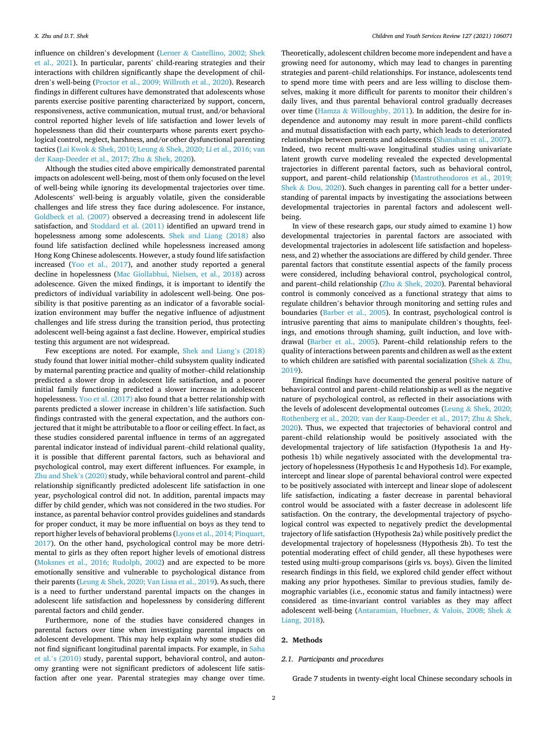influence on children's development (Lerner & Castellino, 2002; Shek et al., 2021). In particular, parents' child-rearing strategies and their interactions with children significantly shape the development of children's well-being (Proctor et al., 2009; Willroth et al., 2020). Research findings in different cultures have demonstrated that adolescents whose parents exercise positive parenting characterized by support, concern, responsiveness, active communication, mutual trust, and/or behavioral control reported higher levels of life satisfaction and lower levels of hopelessness than did their counterparts whose parents exert psychological control, neglect, harshness, and/or other dysfunctional parenting tactics (Lai Kwok & Shek, 2010; Leung & Shek, 2020; Li et al., 2016; van der Kaap-Deeder et al., 2017; Zhu & Shek, 2020).

Although the studies cited above empirically demonstrated parental impacts on adolescent well-being, most of them only focused on the level of well-being while ignoring its developmental trajectories over time. Adolescents' well-being is arguably volatile, given the considerable challenges and life stress they face during adolescence. For instance, Goldbeck et al. (2007) observed a decreasing trend in adolescent life satisfaction, and Stoddard et al. (2011) identified an upward trend in hopelessness among some adolescents. Shek and Liang (2018) also found life satisfaction declined while hopelessness increased among Hong Kong Chinese adolescents. However, a study found life satisfaction increased (Yoo et al., 2017), and another study reported a general decline in hopelessness (Mac Giollabhui, Nielsen, et al., 2018) across adolescence. Given the mixed findings, it is important to identify the predictors of individual variability in adolescent well-being. One possibility is that positive parenting as an indicator of a favorable socialization environment may buffer the negative influence of adjustment challenges and life stress during the transition period, thus protecting adolescent well-being against a fast decline. However, empirical studies testing this argument are not widespread.

Few exceptions are noted. For example, Shek and Liang's (2018) study found that lower initial mother–child subsystem quality indicated by maternal parenting practice and quality of mother–child relationship predicted a slower drop in adolescent life satisfaction, and a poorer initial family functioning predicted a slower increase in adolescent hopelessness. Yoo et al. (2017) also found that a better relationship with parents predicted a slower increase in children's life satisfaction. Such findings contrasted with the general expectation, and the authors conjectured that it might be attributable to a floor or ceiling effect. In fact, as these studies considered parental influence in terms of an aggregated parental indicator instead of individual parent–child relational quality, it is possible that different parental factors, such as behavioral and psychological control, may exert different influences. For example, in Zhu and Shek's (2020) study, while behavioral control and parent–child relationship significantly predicted adolescent life satisfaction in one year, psychological control did not. In addition, parental impacts may differ by child gender, which was not considered in the two studies. For instance, as parental behavior control provides guidelines and standards for proper conduct, it may be more influential on boys as they tend to report higher levels of behavioral problems (Lyons et al., 2014; Pinquart, 2017). On the other hand, psychological control may be more detrimental to girls as they often report higher levels of emotional distress (Moksnes et al., 2016; Rudolph, 2002) and are expected to be more emotionally sensitive and vulnerable to psychological distance from their parents (Leung & Shek, 2020; Van Lissa et al., 2019). As such, there is a need to further understand parental impacts on the changes in adolescent life satisfaction and hopelessness by considering different parental factors and child gender.

Furthermore, none of the studies have considered changes in parental factors over time when investigating parental impacts on adolescent development. This may help explain why some studies did not find significant longitudinal parental impacts. For example, in Saha et al.'s (2010) study, parental support, behavioral control, and autonomy granting were not significant predictors of adolescent life satisfaction after one year. Parental strategies may change over time. Theoretically, adolescent children become more independent and have a growing need for autonomy, which may lead to changes in parenting strategies and parent–child relationships. For instance, adolescents tend to spend more time with peers and are less willing to disclose themselves, making it more difficult for parents to monitor their children's daily lives, and thus parental behavioral control gradually decreases over time (Hamza & Willoughby, 2011). In addition, the desire for independence and autonomy may result in more parent–child conflicts and mutual dissatisfaction with each party, which leads to deteriorated relationships between parents and adolescents (Shanahan et al., 2007). Indeed, two recent multi-wave longitudinal studies using univariate latent growth curve modeling revealed the expected developmental trajectories in different parental factors, such as behavioral control, support, and parent–child relationship (Mastrotheodoros et al., 2019; Shek & Dou, 2020). Such changes in parenting call for a better understanding of parental impacts by investigating the associations between developmental trajectories in parental factors and adolescent well-being.

In view of these research gaps, our study aimed to examine 1) how developmental trajectories in parental factors are associated with developmental trajectories in adolescent life satisfaction and hopelessness, and 2) whether the associations are differed by child gender. Three parental factors that constitute essential aspects of the family process were considered, including behavioral control, psychological control, and parent–child relationship (Zhu & Shek, 2020). Parental behavioral control is commonly conceived as a functional strategy that aims to regulate children's behavior through monitoring and setting rules and boundaries (Barber et al., 2005). In contrast, psychological control is intrusive parenting that aims to manipulate children's thoughts, feelings, and emotions through shaming, guilt induction, and love withdrawal (Barber et al., 2005). Parent–child relationship refers to the quality of interactions between parents and children as well as the extent to which children are satisfied with parental socialization (Shek & Zhu, 2019).

Empirical findings have documented the general positive nature of behavioral control and parent–child relationship as well as the negative nature of psychological control, as reflected in their associations with the levels of adolescent developmental outcomes (Leung & Shek, 2020; Rothenberg et al., 2020; van der Kaap-Deeder et al., 2017; Zhu & Shek, 2020). Thus, we expected that trajectories of behavioral control and parent–child relationship would be positively associated with the developmental trajectory of life satisfaction (Hypothesis 1a and Hypothesis 1b) while negatively associated with the developmental trajectory of hopelessness (Hypothesis 1c and Hypothesis 1d). For example, intercept and linear slope of parental behavioral control were expected to be positively associated with intercept and linear slope of adolescent life satisfaction, indicating a faster decrease in parental behavioral control would be associated with a faster decrease in adolescent life satisfaction. On the contrary, the developmental trajectory of psychological control was expected to negatively predict the developmental trajectory of life satisfaction (Hypothesis 2a) while positively predict the developmental trajectory of hopelessness (Hypothesis 2b). To test the potential moderating effect of child gender, all these hypotheses were tested using multi-group comparisons (girls vs. boys). Given the limited research findings in this field, we explored child gender effect without making any prior hypotheses. Similar to previous studies, family demographic variables (i.e., economic status and family intactness) were considered as time-invariant control variables as they may affect adolescent well-being (Antaramian, Huebner, & Valois, 2008; Shek & Liang, 2018).

## 2. Methods

### 2.1. Participants and procedures

Grade 7 students in twenty-eight local Chinese secondary schools in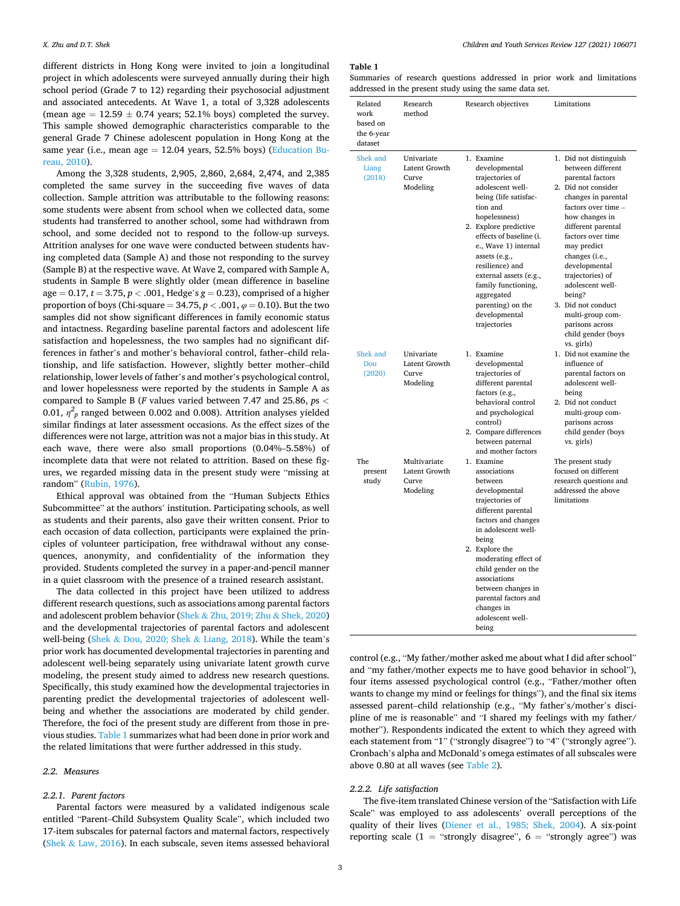different districts in Hong Kong were invited to join a longitudinal project in which adolescents were surveyed annually during their high school period (Grade 7 to 12) regarding their psychosocial adjustment and associated antecedents. At Wave 1, a total of 3,328 adolescents (mean age = 12.59 ± 0.74 years; 52.1% boys) completed the survey. This sample showed demographic characteristics comparable to the general Grade 7 Chinese adolescent population in Hong Kong at the same year (i.e., mean age = 12.04 years, 52.5% boys) (Education Bureau, 2010).

Among the 3,328 students, 2,905, 2,860, 2,684, 2,474, and 2,385 completed the same survey in the succeeding five waves of data collection. Sample attrition was attributable to the following reasons: some students were absent from school when we collected data, some students had transferred to another school, some had withdrawn from school, and some decided not to respond to the follow-up surveys. Attrition analyses for one wave were conducted between students having completed data (Sample A) and those not responding to the survey (Sample B) at the respective wave. At Wave 2, compared with Sample A, students in Sample B were slightly older (mean difference in baseline age = 0.17, $t = 3.75$, $p < .001$, Hedge's $g = 0.23$), comprised of a higher proportion of boys (Chi-square = 34.75, $p < .001$, $\varphi = 0.10$). But the two samples did not show significant differences in family economic status and intactness. Regarding baseline parental factors and adolescent life satisfaction and hopelessness, the two samples had no significant differences in father's and mother's behavioral control, father–child relationship, and life satisfaction. However, slightly better mother–child relationship, lower levels of father's and mother's psychological control, and lower hopelessness were reported by the students in Sample A as compared to Sample B ($F$ values varied between 7.47 and 25.86, $ps < 0.01$, $\eta^2_p$ ranged between 0.002 and 0.008). Attrition analyses yielded similar findings at later assessment occasions. As the effect sizes of the differences were not large, attrition was not a major bias in this study. At each wave, there were also small proportions (0.04%–5.58%) of incomplete data that were not related to attrition. Based on these figures, we regarded missing data in the present study were "missing at random" (Rubin, 1976).

Ethical approval was obtained from the "Human Subjects Ethics Subcommittee" at the authors' institution. Participating schools, as well as students and their parents, also gave their written consent. Prior to each occasion of data collection, participants were explained the principles of volunteer participation, free withdrawal without any consequences, anonymity, and confidentiality of the information they provided. Students completed the survey in a paper-and-pencil manner in a quiet classroom with the presence of a trained research assistant.

The data collected in this project have been utilized to address different research questions, such as associations among parental factors and adolescent problem behavior (Shek & Zhu, 2019; Zhu & Shek, 2020) and the developmental trajectories of parental factors and adolescent well-being (Shek & Dou, 2020; Shek & Liang, 2018). While the team's prior work has documented developmental trajectories in parenting and adolescent well-being separately using univariate latent growth curve modeling, the present study aimed to address new research questions. Specifically, this study examined how the developmental trajectories in parenting predict the developmental trajectories of adolescent well-being and whether the associations are moderated by child gender. Therefore, the foci of the present study are different from those in previous studies. Table 1 summarizes what had been done in prior work and the related limitations that were further addressed in this study.

**Table 1**
Summaries of research questions addressed in prior work and limitations addressed in the present study using the same data set.

| Related work based on the 6-year dataset | Research method | Research objectives | Limitations |
|---|---|---|---|
| Shek and Liang (2018) | Univariate Latent Growth Curve Modeling | 1. Examine developmental trajectories of adolescent well-being (life satisfaction and hopelessness) 2. Explore predictive effects of baseline (i.e., Wave 1) internal assets (e.g., resilience) and external assets (e.g., family functioning, aggregated parenting) on the developmental trajectories | 1. Did not distinguish between different parental factors 2. Did not consider changes in parental factors over time – how changes in different parental factors over time may predict changes (i.e., developmental trajectories) of adolescent well-being? 3. Did not conduct multi-group comparisons across child gender (boys vs. girls) |
| Shek and Dou (2020) | Univariate Latent Growth Curve Modeling | 1. Examine developmental trajectories of different parental factors (e.g., behavioral control and psychological control) 2. Compare differences between paternal and mother factors | 1. Did not examine the influence of parental factors on adolescent well-being 2. Did not conduct multi-group comparisons across child gender (boys vs. girls) |
| The present study | Multivariate Latent Growth Curve Modeling | 1. Examine associations between developmental trajectories of different parental factors and changes in adolescent well-being 2. Explore the moderating effect of child gender on the associations between changes in parental factors and changes in adolescent well-being | The present study focused on different research questions and addressed the above limitations |

### 2.2. Measures

#### 2.2.1. Parent factors

Parental factors were measured by a validated indigenous scale entitled "Parent–Child Subsystem Quality Scale", which included two 17-item subscales for paternal factors and maternal factors, respectively (Shek & Law, 2016). In each subscale, seven items assessed behavioral control (e.g., "My father/mother asked me about what I did after school" and "my father/mother expects me to have good behavior in school"), four items assessed psychological control (e.g., "Father/mother often wants to change my mind or feelings for things"), and the final six items assessed parent–child relationship (e.g., "My father's/mother's discipline of me is reasonable" and "I shared my feelings with my father/mother"). Respondents indicated the extent to which they agreed with each statement from "1" ("strongly disagree") to "4" ("strongly agree"). Cronbach's alpha and McDonald's omega estimates of all subscales were above 0.80 at all waves (see Table 2).

#### 2.2.2. Life satisfaction

The five-item translated Chinese version of the "Satisfaction with Life Scale" was employed to ass adolescents' overall perceptions of the quality of their lives (Diener et al., 1985; Shek, 2004). A six-point reporting scale (1 = "strongly disagree", 6 = "strongly agree") was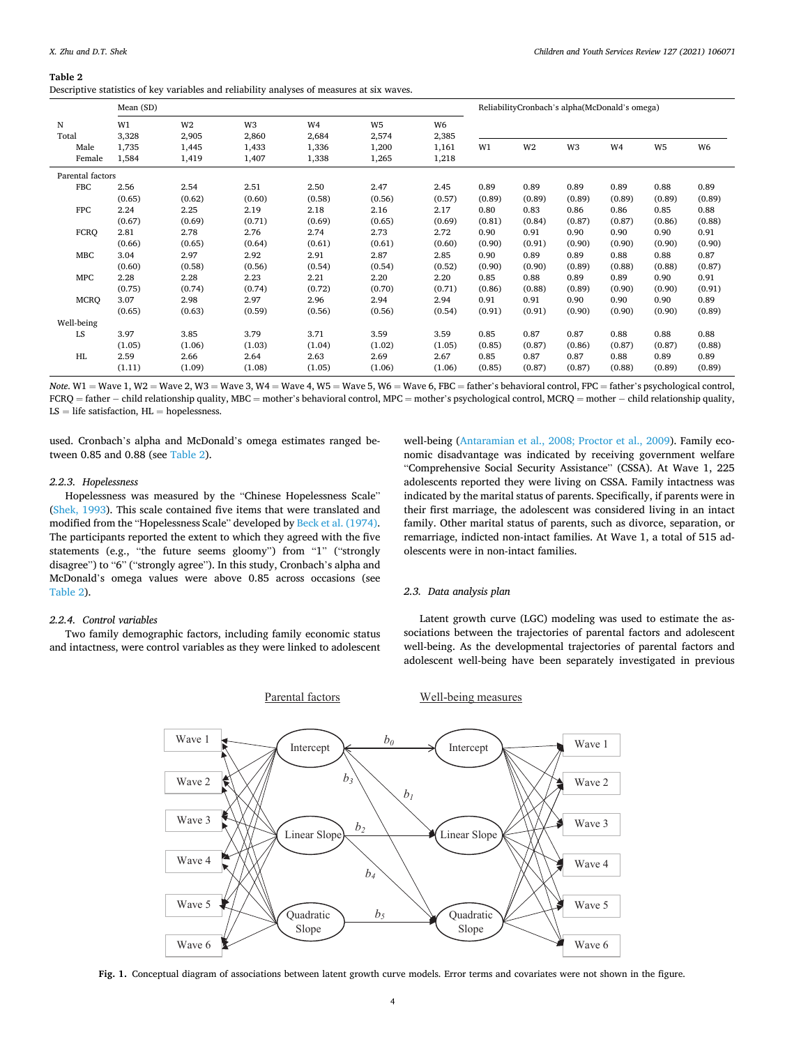**Table 2**
Descriptive statistics of key variables and reliability analyses of measures at six waves.

| | Mean (SD) | | | | | | ReliabilityCronbach's alpha(McDonald's omega) | | | | | |
|---|---|---|---|---|---|---|---|---|---|---|---|---|
| N | W1 | W2 | W3 | W4 | W5 | W6 | | | | | | |
| Total | 3,328 | 2,905 | 2,860 | 2,684 | 2,574 | 2,385 | | | | | | |
| Male | 1,735 | 1,445 | 1,433 | 1,336 | 1,200 | 1,161 | W1 | W2 | W3 | W4 | W5 | W6 |
| Female | 1,584 | 1,419 | 1,407 | 1,338 | 1,265 | 1,218 | | | | | | |
| Parental factors | | | | | | | | | | | | |
| FBC | 2.56 | 2.54 | 2.51 | 2.50 | 2.47 | 2.45 | 0.89 | 0.89 | 0.89 | 0.89 | 0.88 | 0.89 |
| | (0.65) | (0.62) | (0.60) | (0.58) | (0.56) | (0.57) | (0.89) | (0.89) | (0.89) | (0.89) | (0.89) | (0.89) |
| FPC | 2.24 | 2.25 | 2.19 | 2.18 | 2.16 | 2.17 | 0.80 | 0.83 | 0.86 | 0.86 | 0.85 | 0.88 |
| | (0.67) | (0.69) | (0.71) | (0.69) | (0.65) | (0.69) | (0.81) | (0.84) | (0.87) | (0.87) | (0.86) | (0.88) |
| FCRQ | 2.81 | 2.78 | 2.76 | 2.74 | 2.73 | 2.72 | 0.90 | 0.91 | 0.90 | 0.90 | 0.90 | 0.91 |
| | (0.66) | (0.65) | (0.64) | (0.61) | (0.61) | (0.60) | (0.90) | (0.91) | (0.90) | (0.90) | (0.90) | (0.90) |
| MBC | 3.04 | 2.97 | 2.92 | 2.91 | 2.87 | 2.85 | 0.90 | 0.89 | 0.89 | 0.88 | 0.88 | 0.87 |
| | (0.60) | (0.58) | (0.56) | (0.54) | (0.54) | (0.52) | (0.90) | (0.90) | (0.89) | (0.88) | (0.88) | (0.87) |
| MPC | 2.28 | 2.28 | 2.23 | 2.21 | 2.20 | 2.20 | 0.85 | 0.88 | 0.89 | 0.89 | 0.90 | 0.91 |
| | (0.75) | (0.74) | (0.74) | (0.72) | (0.70) | (0.71) | (0.86) | (0.88) | (0.89) | (0.90) | (0.90) | (0.91) |
| MCRQ | 3.07 | 2.98 | 2.97 | 2.96 | 2.94 | 2.94 | 0.91 | 0.91 | 0.90 | 0.90 | 0.90 | 0.89 |
| | (0.65) | (0.63) | (0.59) | (0.56) | (0.56) | (0.54) | (0.91) | (0.91) | (0.90) | (0.90) | (0.90) | (0.89) |
| Well-being | | | | | | | | | | | | |
| LS | 3.97 | 3.85 | 3.79 | 3.71 | 3.59 | 3.59 | 0.85 | 0.87 | 0.87 | 0.88 | 0.88 | 0.88 |
| | (1.05) | (1.06) | (1.03) | (1.04) | (1.02) | (1.05) | (0.85) | (0.87) | (0.86) | (0.87) | (0.87) | (0.88) |
| HL | 2.59 | 2.66 | 2.64 | 2.63 | 2.69 | 2.67 | 0.85 | 0.87 | 0.87 | 0.88 | 0.89 | 0.89 |
| | (1.11) | (1.09) | (1.08) | (1.05) | (1.06) | (1.06) | (0.85) | (0.87) | (0.87) | (0.88) | (0.89) | (0.89) |

*Note.* W1 = Wave 1, W2 = Wave 2, W3 = Wave 3, W4 = Wave 4, W5 = Wave 5, W6 = Wave 6, FBC = father's behavioral control, FPC = father's psychological control, FCRQ = father − child relationship quality, MBC = mother's behavioral control, MPC = mother's psychological control, MCRQ = mother − child relationship quality, LS = life satisfaction, HL = hopelessness.

used. Cronbach's alpha and McDonald's omega estimates ranged between 0.85 and 0.88 (see Table 2).

#### 2.2.3. Hopelessness

Hopelessness was measured by the "Chinese Hopelessness Scale" (Shek, 1993). This scale contained five items that were translated and modified from the "Hopelessness Scale" developed by Beck et al. (1974). The participants reported the extent to which they agreed with the five statements (e.g., "the future seems gloomy") from "1" ("strongly disagree") to "6" ("strongly agree"). In this study, Cronbach's alpha and McDonald's omega values were above 0.85 across occasions (see Table 2).

#### 2.2.4. Control variables

Two family demographic factors, including family economic status and intactness, were control variables as they were linked to adolescent well-being (Antaramian et al., 2008; Proctor et al., 2009). Family economic disadvantage was indicated by receiving government welfare "Comprehensive Social Security Assistance" (CSSA). At Wave 1, 225 adolescents reported they were living on CSSA. Family intactness was indicated by the marital status of parents. Specifically, if parents were in their first marriage, the adolescent was considered living in an intact family. Other marital status of parents, such as divorce, separation, or remarriage, indicted non-intact families. At Wave 1, a total of 515 adolescents were in non-intact families.

### 2.3. Data analysis plan

Latent growth curve (LGC) modeling was used to estimate the associations between the trajectories of parental factors and adolescent well-being. As the developmental trajectories of parental factors and adolescent well-being have been separately investigated in previous

**Fig. 1.** Conceptual diagram of associations between latent growth curve models. Error terms and covariates were not shown in the figure.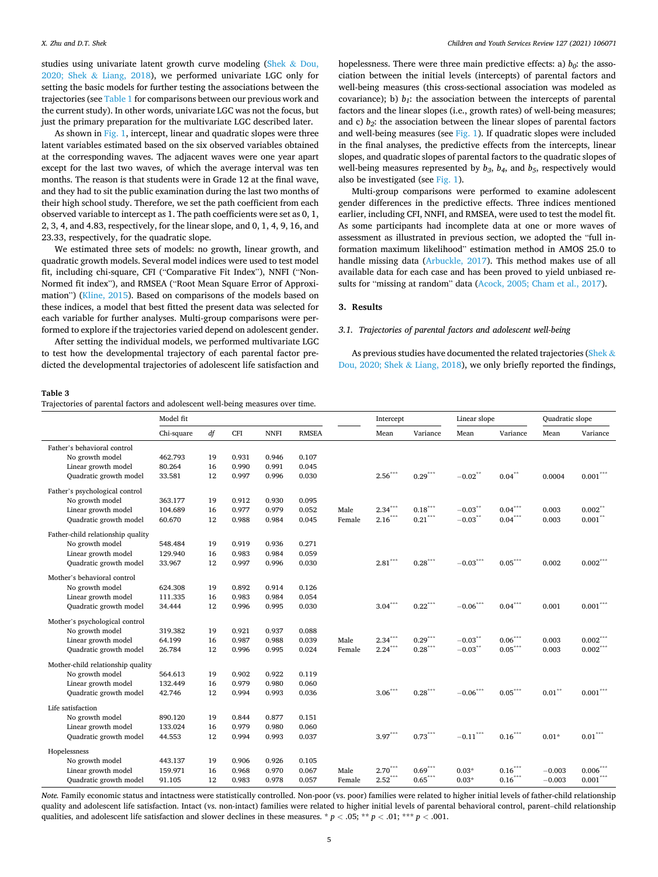studies using univariate latent growth curve modeling (Shek & Dou, 2020; Shek & Liang, 2018), we performed univariate LGC only for setting the basic models for further testing the associations between the trajectories (see Table 1 for comparisons between our previous work and the current study). In other words, univariate LGC was not the focus, but just the primary preparation for the multivariate LGC described later.

As shown in Fig. 1, intercept, linear and quadratic slopes were three latent variables estimated based on the six observed variables obtained at the corresponding waves. The adjacent waves were one year apart except for the last two waves, of which the average interval was ten months. The reason is that students were in Grade 12 at the final wave, and they had to sit the public examination during the last two months of their high school study. Therefore, we set the path coefficient from each observed variable to intercept as 1. The path coefficients were set as 0, 1, 2, 3, 4, and 4.83, respectively, for the linear slope, and 0, 1, 4, 9, 16, and 23.33, respectively, for the quadratic slope.

We estimated three sets of models: no growth, linear growth, and quadratic growth models. Several model indices were used to test model fit, including chi-square, CFI ("Comparative Fit Index"), NNFI ("Non-Normed fit index"), and RMSEA ("Root Mean Square Error of Approximation") (Kline, 2015). Based on comparisons of the models based on these indices, a model that best fitted the present data was selected for each variable for further analyses. Multi-group comparisons were performed to explore if the trajectories varied depend on adolescent gender.

After setting the individual models, we performed multivariate LGC to test how the developmental trajectory of each parental factor predicted the developmental trajectories of adolescent life satisfaction and hopelessness. There were three main predictive effects: a) $b_0$: the association between the initial levels (intercepts) of parental factors and well-being measures (this cross-sectional association was modeled as covariance); b) $b_1$: the association between the intercepts of parental factors and the linear slopes (i.e., growth rates) of well-being measures; and c) $b_2$: the association between the linear slopes of parental factors and well-being measures (see Fig. 1). If quadratic slopes were included in the final analyses, the predictive effects from the intercepts, linear slopes, and quadratic slopes of parental factors to the quadratic slopes of well-being measures represented by $b_3$, $b_4$, and $b_5$, respectively would also be investigated (see Fig. 1).

Multi-group comparisons were performed to examine adolescent gender differences in the predictive effects. Three indices mentioned earlier, including CFI, NNFI, and RMSEA, were used to test the model fit. As some participants had incomplete data at one or more waves of assessment as illustrated in previous section, we adopted the "full information maximum likelihood" estimation method in AMOS 25.0 to handle missing data (Arbuckle, 2017). This method makes use of all available data for each case and has been proved to yield unbiased results for "missing at random" data (Acock, 2005; Cham et al., 2017).

## 3. Results

### 3.1. Trajectories of parental factors and adolescent well-being

As previous studies have documented the related trajectories (Shek & Dou, 2020; Shek & Liang, 2018), we only briefly reported the findings,

**Table 3**
Trajectories of parental factors and adolescent well-being measures over time.

| | Model fit | | | | | | Intercept | | Linear slope | | Quadratic slope | |
|---|---|---|---|---|---|---|---|---|---|---|---|---|
| | Chi-square | *df* | CFI | NNFI | RMSEA | | Mean | Variance | Mean | Variance | Mean | Variance |
| Father's behavioral control | | | | | | | | | | | | |
| No growth model | 462.793 | 19 | 0.931 | 0.946 | 0.107 | | | | | | | |
| Linear growth model | 80.264 | 16 | 0.990 | 0.991 | 0.045 | | | | | | | |
| Quadratic growth model | 33.581 | 12 | 0.997 | 0.996 | 0.030 | | 2.56*** | 0.29*** | −0.02** | 0.04** | 0.0004 | 0.001*** |
| Father's psychological control | | | | | | | | | | | | |
| No growth model | 363.177 | 19 | 0.912 | 0.930 | 0.095 | | | | | | | |
| Linear growth model | 104.689 | 16 | 0.977 | 0.979 | 0.052 | Male | 2.34*** | 0.18*** | −0.03** | 0.04*** | 0.003 | 0.002** |
| Quadratic growth model | 60.670 | 12 | 0.988 | 0.984 | 0.045 | Female | 2.16*** | 0.21*** | −0.03** | 0.04*** | 0.003 | 0.001** |
| Father-child relationship quality | | | | | | | | | | | | |
| No growth model | 548.484 | 19 | 0.919 | 0.936 | 0.271 | | | | | | | |
| Linear growth model | 129.940 | 16 | 0.983 | 0.984 | 0.059 | | | | | | | |
| Quadratic growth model | 33.967 | 12 | 0.997 | 0.996 | 0.030 | | 2.81*** | 0.28*** | −0.03*** | 0.05*** | 0.002 | 0.002*** |
| Mother's behavioral control | | | | | | | | | | | | |
| No growth model | 624.308 | 19 | 0.892 | 0.914 | 0.126 | | | | | | | |
| Linear growth model | 111.335 | 16 | 0.983 | 0.984 | 0.054 | | | | | | | |
| Quadratic growth model | 34.444 | 12 | 0.996 | 0.995 | 0.030 | | 3.04*** | 0.22*** | −0.06*** | 0.04*** | 0.001 | 0.001*** |
| Mother's psychological control | | | | | | | | | | | | |
| No growth model | 319.382 | 19 | 0.921 | 0.937 | 0.088 | | | | | | | |
| Linear growth model | 64.199 | 16 | 0.987 | 0.988 | 0.039 | Male | 2.34*** | 0.29*** | −0.03** | 0.06*** | 0.003 | 0.002*** |
| Quadratic growth model | 26.784 | 12 | 0.996 | 0.995 | 0.024 | Female | 2.24*** | 0.28*** | −0.03** | 0.05*** | 0.003 | 0.002*** |
| Mother-child relationship quality | | | | | | | | | | | | |
| No growth model | 564.613 | 19 | 0.902 | 0.922 | 0.119 | | | | | | | |
| Linear growth model | 132.449 | 16 | 0.979 | 0.980 | 0.060 | | | | | | | |
| Quadratic growth model | 42.746 | 12 | 0.994 | 0.993 | 0.036 | | 3.06*** | 0.28*** | −0.06*** | 0.05*** | 0.01** | 0.001*** |
| Life satisfaction | | | | | | | | | | | | |
| No growth model | 890.120 | 19 | 0.844 | 0.877 | 0.151 | | | | | | | |
| Linear growth model | 133.024 | 16 | 0.979 | 0.980 | 0.060 | | | | | | | |
| Quadratic growth model | 44.553 | 12 | 0.994 | 0.993 | 0.037 | | 3.97*** | 0.73*** | −0.11*** | 0.16*** | 0.01* | 0.01*** |
| Hopelessness | | | | | | | | | | | | |
| No growth model | 443.137 | 19 | 0.906 | 0.926 | 0.105 | | | | | | | |
| Linear growth model | 159.971 | 16 | 0.968 | 0.970 | 0.067 | Male | 2.70*** | 0.69*** | 0.03* | 0.16*** | −0.003 | 0.006*** |
| Quadratic growth model | 91.105 | 12 | 0.983 | 0.978 | 0.057 | Female | 2.52*** | 0.65*** | 0.03* | 0.16*** | −0.003 | 0.001*** |

*Note.* Family economic status and intactness were statistically controlled. Non-poor (vs. poor) families were related to higher initial levels of father-child relationship quality and adolescent life satisfaction. Intact (vs. non-intact) families were related to higher initial levels of parental behavioral control, parent–child relationship qualities, and adolescent life satisfaction and slower declines in these measures. * $p < .05$; ** $p < .01$; *** $p < .001$.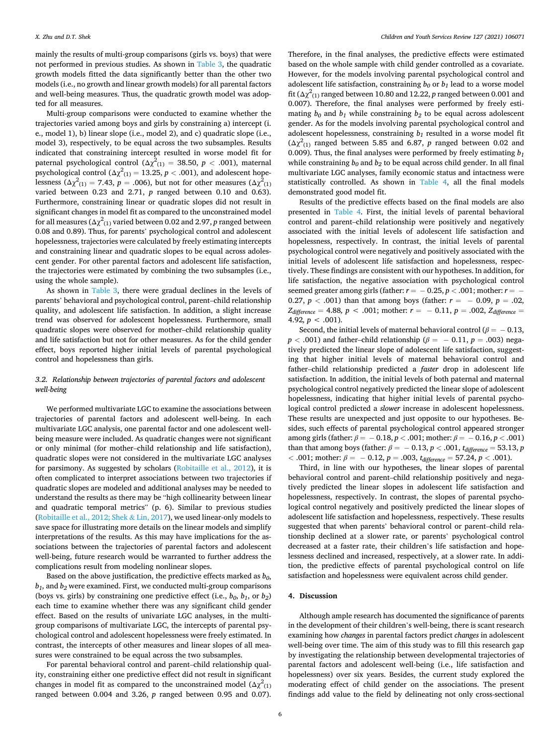mainly the results of multi-group comparisons (girls vs. boys) that were not performed in previous studies. As shown in Table 3, the quadratic growth models fitted the data significantly better than the other two models (i.e., no growth and linear growth models) for all parental factors and well-being measures. Thus, the quadratic growth model was adopted for all measures.

Multi-group comparisons were conducted to examine whether the trajectories varied among boys and girls by constraining a) intercept (i.e., model 1), b) linear slope (i.e., model 2), and c) quadratic slope (i.e., model 3), respectively, to be equal across the two subsamples. Results indicated that constraining intercept resulted in worse model fit for paternal psychological control ($\Delta\chi^2_{(1)} = 38.50$, $p < .001$), maternal psychological control ($\Delta\chi^2_{(1)} = 13.25$, $p < .001$), and adolescent hopelessness ($\Delta\chi^2_{(1)} = 7.43$, $p = .006$), but not for other measures ($\Delta\chi^2_{(1)}$ varied between 0.23 and 2.71, $p$ ranged between 0.10 and 0.63). Furthermore, constraining linear or quadratic slopes did not result in significant changes in model fit as compared to the unconstrained model for all measures ($\Delta\chi^2_{(1)}$ varied between 0.02 and 2.97, $p$ ranged between 0.08 and 0.89). Thus, for parents' psychological control and adolescent hopelessness, trajectories were calculated by freely estimating intercepts and constraining linear and quadratic slopes to be equal across adolescent gender. For other parental factors and adolescent life satisfaction, the trajectories were estimated by combining the two subsamples (i.e., using the whole sample).

As shown in Table 3, there were gradual declines in the levels of parents' behavioral and psychological control, parent–child relationship quality, and adolescent life satisfaction. In addition, a slight increase trend was observed for adolescent hopelessness. Furthermore, small quadratic slopes were observed for mother–child relationship quality and life satisfaction but not for other measures. As for the child gender effect, boys reported higher initial levels of parental psychological control and hopelessness than girls.

### 3.2. Relationship between trajectories of parental factors and adolescent well-being

We performed multivariate LGC to examine the associations between trajectories of parental factors and adolescent well-being. In each multivariate LGC analysis, one parental factor and one adolescent well-being measure were included. As quadratic changes were not significant or only minimal (for mother–child relationship and life satisfaction), quadratic slopes were not considered in the multivariate LGC analyses for parsimony. As suggested by scholars (Robitaille et al., 2012), it is often complicated to interpret associations between two trajectories if quadratic slopes are modeled and additional analyses may be needed to understand the results as there may be "high collinearity between linear and quadratic temporal metrics" (p. 6). Similar to previous studies (Robitaille et al., 2012; Shek & Lin, 2017), we used linear-only models to save space for illustrating more details on the linear models and simplify interpretations of the results. As this may have implications for the associations between the trajectories of parental factors and adolescent well-being, future research would be warranted to further address the complications result from modeling nonlinear slopes.

Based on the above justification, the predictive effects marked as $b_0$, $b_1$, and $b_2$ were examined. First, we conducted multi-group comparisons (boys vs. girls) by constraining one predictive effect (i.e., $b_0$, $b_1$, or $b_2$) each time to examine whether there was any significant child gender effect. Based on the results of univariate LGC analyses, in the multi-group comparisons of multivariate LGC, the intercepts of parental psychological control and adolescent hopelessness were freely estimated. In contrast, the intercepts of other measures and linear slopes of all measures were constrained to be equal across the two subsamples.

For parental behavioral control and parent–child relationship quality, constraining either one predictive effect did not result in significant changes in model fit as compared to the unconstrained model ($\Delta\chi^2_{(1)}$ ranged between 0.004 and 3.26, $p$ ranged between 0.95 and 0.07). Therefore, in the final analyses, the predictive effects were estimated based on the whole sample with child gender controlled as a covariate. However, for the models involving parental psychological control and adolescent life satisfaction, constraining $b_0$ or $b_1$ lead to a worse model fit ($\Delta\chi^2_{(1)}$ ranged between 10.80 and 12.22, $p$ ranged between 0.001 and 0.007). Therefore, the final analyses were performed by freely estimating $b_0$ and $b_1$ while constraining $b_2$ to be equal across adolescent gender. As for the models involving parental psychological control and adolescent hopelessness, constraining $b_1$ resulted in a worse model fit ($\Delta\chi^2_{(1)}$ ranged between 5.85 and 6.87, $p$ ranged between 0.02 and 0.009). Thus, the final analyses were performed by freely estimating $b_1$ while constraining $b_0$ and $b_2$ to be equal across child gender. In all final multivariate LGC analyses, family economic status and intactness were statistically controlled. As shown in Table 4, all the final models demonstrated good model fit.

Results of the predictive effects based on the final models are also presented in Table 4. First, the initial levels of parental behavioral control and parent–child relationship were positively and negatively associated with the initial levels of adolescent life satisfaction and hopelessness, respectively. In contrast, the initial levels of parental psychological control were negatively and positively associated with the initial levels of adolescent life satisfaction and hopelessness, respectively. These findings are consistent with our hypotheses. In addition, for life satisfaction, the negative association with psychological control seemed greater among girls (father: $r = -0.25$, $p < .001$; mother: $r = -0.27$, $p < .001$) than that among boys (father: $r = -0.09$, $p = .02$, $Z_{difference} = 4.88$, $p < .001$; mother: $r = -0.11$, $p = .002$, $Z_{difference} = 4.92$, $p < .001$).

Second, the initial levels of maternal behavioral control ($\beta = -0.13$, $p < .001$) and father–child relationship ($\beta = -0.11$, $p = .003$) negatively predicted the linear slope of adolescent life satisfaction, suggesting that higher initial levels of maternal behavioral control and father–child relationship predicted a *faster* drop in adolescent life satisfaction. In addition, the initial levels of both paternal and maternal psychological control negatively predicted the linear slope of adolescent hopelessness, indicating that higher initial levels of parental psychological control predicted a *slower* increase in adolescent hopelessness. These results are unexpected and just opposite to our hypotheses. Besides, such effects of parental psychological control appeared stronger among girls (father: $\beta = -0.18$, $p < .001$; mother: $\beta = -0.16$, $p < .001$) than that among boys (father: $\beta = -0.13$, $p < .001$, $t_{difference} = 53.13$, $p < .001$; mother: $\beta = -0.12$, $p = .003$, $t_{difference} = 57.24$, $p < .001$).

Third, in line with our hypotheses, the linear slopes of parental behavioral control and parent–child relationship positively and negatively predicted the linear slopes in adolescent life satisfaction and hopelessness, respectively. In contrast, the slopes of parental psychological control negatively and positively predicted the linear slopes of adolescent life satisfaction and hopelessness, respectively. These results suggested that when parents' behavioral control or parent–child relationship declined at a slower rate, or parents' psychological control decreased at a faster rate, their children's life satisfaction and hopelessness declined and increased, respectively, at a slower rate. In addition, the predictive effects of parental psychological control on life satisfaction and hopelessness were equivalent across child gender.

## 4. Discussion

Although ample research has documented the significance of parents in the development of their children's well-being, there is scant research examining how *changes* in parental factors predict *changes* in adolescent well-being over time. The aim of this study was to fill this research gap by investigating the relationship between developmental trajectories of parental factors and adolescent well-being (i.e., life satisfaction and hopelessness) over six years. Besides, the current study explored the moderating effect of child gender on the associations. The present findings add value to the field by delineating not only cross-sectional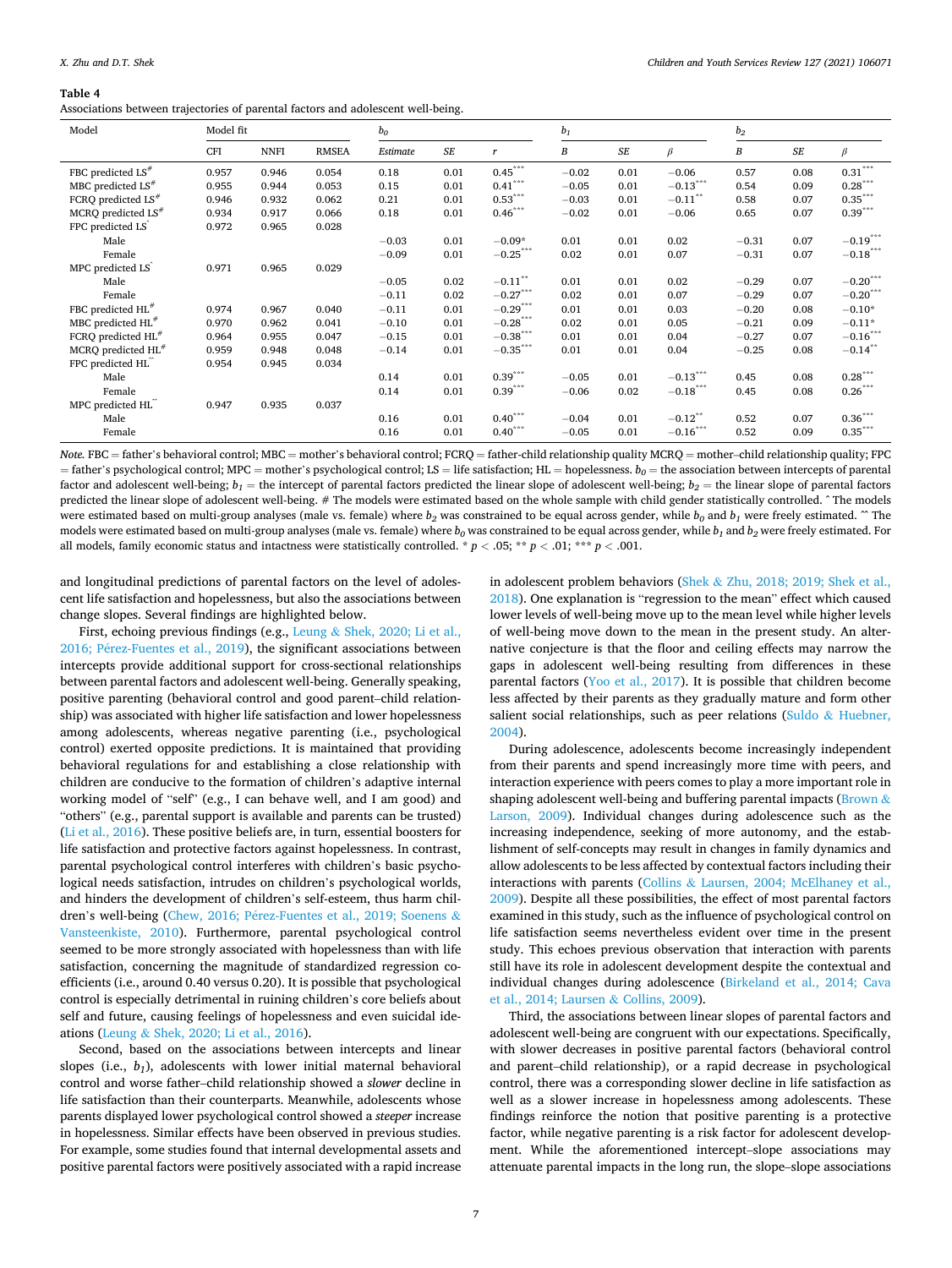**Table 4**
Associations between trajectories of parental factors and adolescent well-being.

| Model | Model fit | | | $b_0$ | | | $b_1$ | | | $b_2$ | | |
|---|---|---|---|---|---|---|---|---|---|---|---|---|
| | CFI | NNFI | RMSEA | *Estimate* | *SE* | *r* | *B* | *SE* | *β* | *B* | *SE* | *β* |
| FBC predicted LS# | 0.957 | 0.946 | 0.054 | 0.18 | 0.01 | 0.45*** | −0.02 | 0.01 | −0.06 | 0.57 | 0.08 | 0.31*** |
| MBC predicted LS# | 0.955 | 0.944 | 0.053 | 0.15 | 0.01 | 0.41*** | −0.05 | 0.01 | −0.13*** | 0.54 | 0.09 | 0.28*** |
| FCRQ predicted LS# | 0.946 | 0.932 | 0.062 | 0.21 | 0.01 | 0.53*** | −0.03 | 0.01 | −0.11** | 0.58 | 0.07 | 0.35*** |
| MCRQ predicted LS# | 0.934 | 0.917 | 0.066 | 0.18 | 0.01 | 0.46*** | −0.02 | 0.01 | −0.06 | 0.65 | 0.07 | 0.39*** |
| FPC predicted LS^ | 0.972 | 0.965 | 0.028 | | | | | | | | | |
| Male | | | | −0.03 | 0.01 | −0.09* | 0.01 | 0.01 | 0.02 | −0.31 | 0.07 | −0.19*** |
| Female | | | | −0.09 | 0.01 | −0.25*** | 0.02 | 0.01 | 0.07 | −0.31 | 0.07 | −0.18*** |
| MPC predicted LS^ | 0.971 | 0.965 | 0.029 | | | | | | | | | |
| Male | | | | −0.05 | 0.02 | −0.11** | 0.01 | 0.01 | 0.02 | −0.29 | 0.07 | −0.20*** |
| Female | | | | −0.11 | 0.02 | −0.27*** | 0.02 | 0.01 | 0.07 | −0.29 | 0.07 | −0.20*** |
| FBC predicted HL# | 0.974 | 0.967 | 0.040 | −0.11 | 0.01 | −0.29*** | 0.01 | 0.01 | 0.03 | −0.20 | 0.08 | −0.10* |
| MBC predicted HL# | 0.970 | 0.962 | 0.041 | −0.10 | 0.01 | −0.28*** | 0.02 | 0.01 | 0.05 | −0.21 | 0.09 | −0.11* |
| FCRQ predicted HL# | 0.964 | 0.955 | 0.047 | −0.15 | 0.01 | −0.38*** | 0.01 | 0.01 | 0.04 | −0.27 | 0.07 | −0.16*** |
| MCRQ predicted HL# | 0.959 | 0.948 | 0.048 | −0.14 | 0.01 | −0.35*** | 0.01 | 0.01 | 0.04 | −0.25 | 0.08 | −0.14** |
| FPC predicted HL^^ | 0.954 | 0.945 | 0.034 | | | | | | | | | |
| Male | | | | 0.14 | 0.01 | 0.39*** | −0.05 | 0.01 | −0.13*** | 0.45 | 0.08 | 0.28*** |
| Female | | | | 0.14 | 0.01 | 0.39*** | −0.06 | 0.02 | −0.18*** | 0.45 | 0.08 | 0.26*** |
| MPC predicted HL^^ | 0.947 | 0.935 | 0.037 | | | | | | | | | |
| Male | | | | 0.16 | 0.01 | 0.40*** | −0.04 | 0.01 | −0.12** | 0.52 | 0.07 | 0.36*** |
| Female | | | | 0.16 | 0.01 | 0.40*** | −0.05 | 0.01 | −0.16*** | 0.52 | 0.09 | 0.35*** |

*Note.* FBC = father's behavioral control; MBC = mother's behavioral control; FCRQ = father-child relationship quality MCRQ = mother–child relationship quality; FPC = father's psychological control; MPC = mother's psychological control; LS = life satisfaction; HL = hopelessness. $b_0$ = the association between intercepts of parental factor and adolescent well-being; $b_1$ = the intercept of parental factors predicted the linear slope of adolescent well-being; $b_2$ = the linear slope of parental factors predicted the linear slope of adolescent well-being. # The models were estimated based on the whole sample with child gender statistically controlled. ^ The models were estimated based on multi-group analyses (male vs. female) where $b_2$ was constrained to be equal across gender, while $b_0$ and $b_1$ were freely estimated. ^^ The models were estimated based on multi-group analyses (male vs. female) where $b_0$ was constrained to be equal across gender, while $b_1$ and $b_2$ were freely estimated. For all models, family economic status and intactness were statistically controlled. * $p < .05$; ** $p < .01$; *** $p < .001$.

and longitudinal predictions of parental factors on the level of adolescent life satisfaction and hopelessness, but also the associations between change slopes. Several findings are highlighted below.

First, echoing previous findings (e.g., Leung & Shek, 2020; Li et al., 2016; Pérez-Fuentes et al., 2019), the significant associations between intercepts provide additional support for cross-sectional relationships between parental factors and adolescent well-being. Generally speaking, positive parenting (behavioral control and good parent–child relationship) was associated with higher life satisfaction and lower hopelessness among adolescents, whereas negative parenting (i.e., psychological control) exerted opposite predictions. It is maintained that providing behavioral regulations for and establishing a close relationship with children are conducive to the formation of children's adaptive internal working model of "self" (e.g., I can behave well, and I am good) and "others" (e.g., parental support is available and parents can be trusted) (Li et al., 2016). These positive beliefs are, in turn, essential boosters for life satisfaction and protective factors against hopelessness. In contrast, parental psychological control interferes with children's basic psychological needs satisfaction, intrudes on children's psychological worlds, and hinders the development of children's self-esteem, thus harm children's well-being (Chew, 2016; Pérez-Fuentes et al., 2019; Soenens & Vansteenkiste, 2010). Furthermore, parental psychological control seemed to be more strongly associated with hopelessness than with life satisfaction, concerning the magnitude of standardized regression coefficients (i.e., around 0.40 versus 0.20). It is possible that psychological control is especially detrimental in ruining children's core beliefs about self and future, causing feelings of hopelessness and even suicidal ideations (Leung & Shek, 2020; Li et al., 2016).

Second, based on the associations between intercepts and linear slopes (i.e., $b_1$), adolescents with lower initial maternal behavioral control and worse father–child relationship showed a *slower* decline in life satisfaction than their counterparts. Meanwhile, adolescents whose parents displayed lower psychological control showed a *steeper* increase in hopelessness. Similar effects have been observed in previous studies. For example, some studies found that internal developmental assets and positive parental factors were positively associated with a rapid increase in adolescent problem behaviors (Shek & Zhu, 2018; 2019; Shek et al., 2018). One explanation is "regression to the mean" effect which caused lower levels of well-being move up to the mean level while higher levels of well-being move down to the mean in the present study. An alternative conjecture is that the floor and ceiling effects may narrow the gaps in adolescent well-being resulting from differences in these parental factors (Yoo et al., 2017). It is possible that children become less affected by their parents as they gradually mature and form other salient social relationships, such as peer relations (Suldo & Huebner, 2004).

During adolescence, adolescents become increasingly independent from their parents and spend increasingly more time with peers, and interaction experience with peers comes to play a more important role in shaping adolescent well-being and buffering parental impacts (Brown & Larson, 2009). Individual changes during adolescence such as the increasing independence, seeking of more autonomy, and the establishment of self-concepts may result in changes in family dynamics and allow adolescents to be less affected by contextual factors including their interactions with parents (Collins & Laursen, 2004; McElhaney et al., 2009). Despite all these possibilities, the effect of most parental factors examined in this study, such as the influence of psychological control on life satisfaction seems nevertheless evident over time in the present study. This echoes previous observation that interaction with parents still has its role in adolescent development despite the contextual and individual changes during adolescence (Birkeland et al., 2014; Cava et al., 2014; Laursen & Collins, 2009).

Third, the associations between linear slopes of parental factors and adolescent well-being are congruent with our expectations. Specifically, with slower decreases in positive parental factors (behavioral control and parent–child relationship), or a rapid decrease in psychological control, there was a corresponding slower decline in life satisfaction as well as a slower increase in hopelessness among adolescents. These findings reinforce the notion that positive parenting is a protective factor, while negative parenting is a risk factor for adolescent development. While the aforementioned intercept–slope associations may attenuate parental impacts in the long run, the slope–slope associations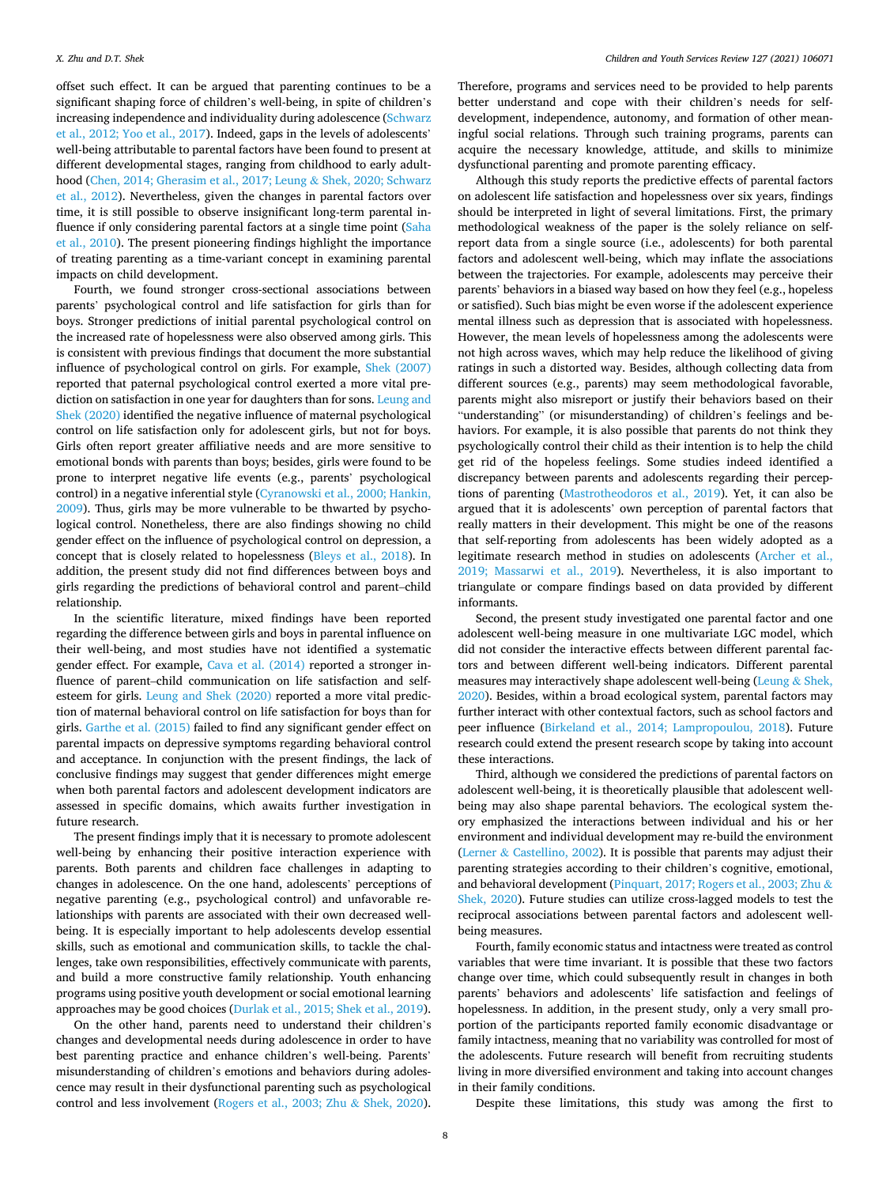offset such effect. It can be argued that parenting continues to be a significant shaping force of children's well-being, in spite of children's increasing independence and individuality during adolescence (Schwarz et al., 2012; Yoo et al., 2017). Indeed, gaps in the levels of adolescents' well-being attributable to parental factors have been found to present at different developmental stages, ranging from childhood to early adulthood (Chen, 2014; Gherasim et al., 2017; Leung & Shek, 2020; Schwarz et al., 2012). Nevertheless, given the changes in parental factors over time, it is still possible to observe insignificant long-term parental influence if only considering parental factors at a single time point (Saha et al., 2010). The present pioneering findings highlight the importance of treating parenting as a time-variant concept in examining parental impacts on child development.

Fourth, we found stronger cross-sectional associations between parents' psychological control and life satisfaction for girls than for boys. Stronger predictions of initial parental psychological control on the increased rate of hopelessness were also observed among girls. This is consistent with previous findings that document the more substantial influence of psychological control on girls. For example, Shek (2007) reported that paternal psychological control exerted a more vital prediction on satisfaction in one year for daughters than for sons. Leung and Shek (2020) identified the negative influence of maternal psychological control on life satisfaction only for adolescent girls, but not for boys. Girls often report greater affiliative needs and are more sensitive to emotional bonds with parents than boys; besides, girls were found to be prone to interpret negative life events (e.g., parents' psychological control) in a negative inferential style (Cyranowski et al., 2000; Hankin, 2009). Thus, girls may be more vulnerable to be thwarted by psychological control. Nonetheless, there are also findings showing no child gender effect on the influence of psychological control on depression, a concept that is closely related to hopelessness (Bleys et al., 2018). In addition, the present study did not find differences between boys and girls regarding the predictions of behavioral control and parent–child relationship.

In the scientific literature, mixed findings have been reported regarding the difference between girls and boys in parental influence on their well-being, and most studies have not identified a systematic gender effect. For example, Cava et al. (2014) reported a stronger influence of parent–child communication on life satisfaction and self-esteem for girls. Leung and Shek (2020) reported a more vital prediction of maternal behavioral control on life satisfaction for boys than for girls. Garthe et al. (2015) failed to find any significant gender effect on parental impacts on depressive symptoms regarding behavioral control and acceptance. In conjunction with the present findings, the lack of conclusive findings may suggest that gender differences might emerge when both parental factors and adolescent development indicators are assessed in specific domains, which awaits further investigation in future research.

The present findings imply that it is necessary to promote adolescent well-being by enhancing their positive interaction experience with parents. Both parents and children face challenges in adapting to changes in adolescence. On the one hand, adolescents' perceptions of negative parenting (e.g., psychological control) and unfavorable relationships with parents are associated with their own decreased well-being. It is especially important to help adolescents develop essential skills, such as emotional and communication skills, to tackle the challenges, take own responsibilities, effectively communicate with parents, and build a more constructive family relationship. Youth enhancing programs using positive youth development or social emotional learning approaches may be good choices (Durlak et al., 2015; Shek et al., 2019).

On the other hand, parents need to understand their children's changes and developmental needs during adolescence in order to have best parenting practice and enhance children's well-being. Parents' misunderstanding of children's emotions and behaviors during adolescence may result in their dysfunctional parenting such as psychological control and less involvement (Rogers et al., 2003; Zhu & Shek, 2020). Therefore, programs and services need to be provided to help parents better understand and cope with their children's needs for self-development, independence, autonomy, and formation of other meaningful social relations. Through such training programs, parents can acquire the necessary knowledge, attitude, and skills to minimize dysfunctional parenting and promote parenting efficacy.

Although this study reports the predictive effects of parental factors on adolescent life satisfaction and hopelessness over six years, findings should be interpreted in light of several limitations. First, the primary methodological weakness of the paper is the solely reliance on self-report data from a single source (i.e., adolescents) for both parental factors and adolescent well-being, which may inflate the associations between the trajectories. For example, adolescents may perceive their parents' behaviors in a biased way based on how they feel (e.g., hopeless or satisfied). Such bias might be even worse if the adolescent experience mental illness such as depression that is associated with hopelessness. However, the mean levels of hopelessness among the adolescents were not high across waves, which may help reduce the likelihood of giving ratings in such a distorted way. Besides, although collecting data from different sources (e.g., parents) may seem methodological favorable, parents might also misreport or justify their behaviors based on their "understanding" (or misunderstanding) of children's feelings and behaviors. For example, it is also possible that parents do not think they psychologically control their child as their intention is to help the child get rid of the hopeless feelings. Some studies indeed identified a discrepancy between parents and adolescents regarding their perceptions of parenting (Mastrotheodoros et al., 2019). Yet, it can also be argued that it is adolescents' own perception of parental factors that really matters in their development. This might be one of the reasons that self-reporting from adolescents has been widely adopted as a legitimate research method in studies on adolescents (Archer et al., 2019; Massarwi et al., 2019). Nevertheless, it is also important to triangulate or compare findings based on data provided by different informants.

Second, the present study investigated one parental factor and one adolescent well-being measure in one multivariate LGC model, which did not consider the interactive effects between different parental factors and between different well-being indicators. Different parental measures may interactively shape adolescent well-being (Leung & Shek, 2020). Besides, within a broad ecological system, parental factors may further interact with other contextual factors, such as school factors and peer influence (Birkeland et al., 2014; Lampropoulou, 2018). Future research could extend the present research scope by taking into account these interactions.

Third, although we considered the predictions of parental factors on adolescent well-being, it is theoretically plausible that adolescent well-being may also shape parental behaviors. The ecological system theory emphasized the interactions between individual and his or her environment and individual development may re-build the environment (Lerner & Castellino, 2002). It is possible that parents may adjust their parenting strategies according to their children's cognitive, emotional, and behavioral development (Pinquart, 2017; Rogers et al., 2003; Zhu & Shek, 2020). Future studies can utilize cross-lagged models to test the reciprocal associations between parental factors and adolescent well-being measures.

Fourth, family economic status and intactness were treated as control variables that were time invariant. It is possible that these two factors change over time, which could subsequently result in changes in both parents' behaviors and adolescents' life satisfaction and feelings of hopelessness. In addition, in the present study, only a very small proportion of the participants reported family economic disadvantage or family intactness, meaning that no variability was controlled for most of the adolescents. Future research will benefit from recruiting students living in more diversified environment and taking into account changes in their family conditions.

Despite these limitations, this study was among the first to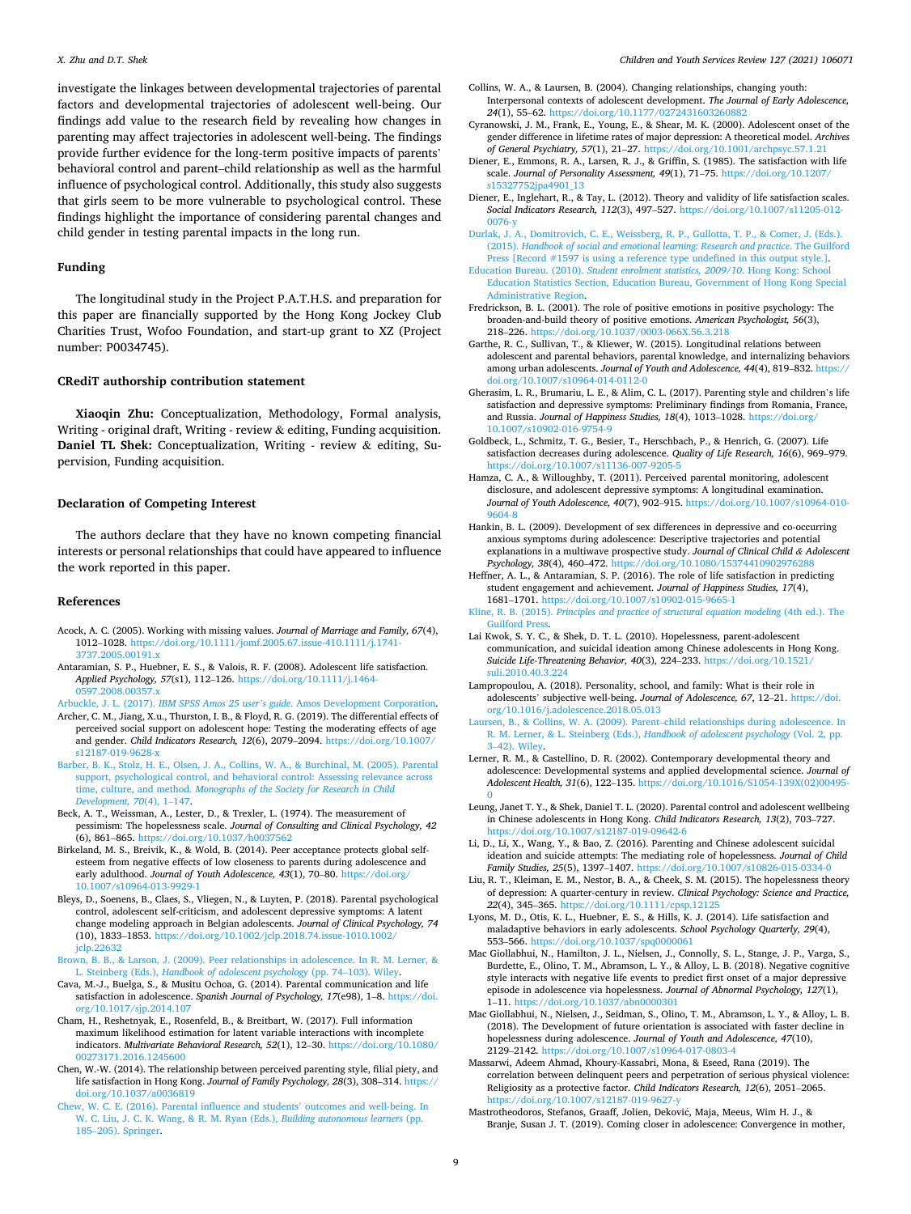investigate the linkages between developmental trajectories of parental factors and developmental trajectories of adolescent well-being. Our findings add value to the research field by revealing how changes in parenting may affect trajectories in adolescent well-being. The findings provide further evidence for the long-term positive impacts of parents' behavioral control and parent–child relationship as well as the harmful influence of psychological control. Additionally, this study also suggests that girls seem to be more vulnerable to psychological control. These findings highlight the importance of considering parental changes and child gender in testing parental impacts in the long run.

## Funding

The longitudinal study in the Project P.A.T.H.S. and preparation for this paper are financially supported by the Hong Kong Jockey Club Charities Trust, Wofoo Foundation, and start-up grant to XZ (Project number: P0034745).

## CRediT authorship contribution statement

**Xiaoqin Zhu:** Conceptualization, Methodology, Formal analysis, Writing - original draft, Writing - review & editing, Funding acquisition. **Daniel TL Shek:** Conceptualization, Writing - review & editing, Supervision, Funding acquisition.

## Declaration of Competing Interest

The authors declare that they have no known competing financial interests or personal relationships that could have appeared to influence the work reported in this paper.

## References

Acock, A. C. (2005). Working with missing values. *Journal of Marriage and Family, 67*(4), 1012–1028. https://doi.org/10.1111/jomf.2005.67.issue-410.1111/j.1741-3737.2005.00191.x

Antaramian, S. P., Huebner, E. S., & Valois, R. F. (2008). Adolescent life satisfaction. *Applied Psychology, 57*(s1), 112–126. https://doi.org/10.1111/j.1464-0597.2008.00357.x

Arbuckle, J. L. (2017). *IBM SPSS Amos 25 user's guide*. Amos Development Corporation.

Archer, C. M., Jiang, X.u., Thurston, I. B., & Floyd, R. G. (2019). The differential effects of perceived social support on adolescent hope: Testing the moderating effects of age and gender. *Child Indicators Research, 12*(6), 2079–2094. https://doi.org/10.1007/s12187-019-9628-x

Barber, B. K., Stolz, H. E., Olsen, J. A., Collins, W. A., & Burchinal, M. (2005). Parental support, psychological control, and behavioral control: Assessing relevance across time, culture, and method. *Monographs of the Society for Research in Child Development, 70*(4), 1–147.

Beck, A. T., Weissman, A., Lester, D., & Trexler, L. (1974). The measurement of pessimism: The hopelessness scale. *Journal of Consulting and Clinical Psychology, 42*(6), 861–865. https://doi.org/10.1037/h0037562

Birkeland, M. S., Breivik, K., & Wold, B. (2014). Peer acceptance protects global self-esteem from negative effects of low closeness to parents during adolescence and early adulthood. *Journal of Youth Adolescence, 43*(1), 70–80. https://doi.org/10.1007/s10964-013-9929-1

Bleys, D., Soenens, B., Claes, S., Vliegen, N., & Luyten, P. (2018). Parental psychological control, adolescent self-criticism, and adolescent depressive symptoms: A latent change modeling approach in Belgian adolescents. *Journal of Clinical Psychology, 74*(10), 1833–1853. https://doi.org/10.1002/jclp.2018.74.issue-1010.1002/jclp.22632

Brown, B. B., & Larson, J. (2009). Peer relationships in adolescence. In R. M. Lerner, & L. Steinberg (Eds.), *Handbook of adolescent psychology* (pp. 74–103). Wiley.

Cava, M.-J., Buelga, S., & Musitu Ochoa, G. (2014). Parental communication and life satisfaction in adolescence. *Spanish Journal of Psychology, 17*(e98), 1–8. https://doi.org/10.1017/sjp.2014.107

Cham, H., Reshetnyak, E., Rosenfeld, B., & Breitbart, W. (2017). Full information maximum likelihood estimation for latent variable interactions with incomplete indicators. *Multivariate Behavioral Research, 52*(1), 12–30. https://doi.org/10.1080/00273171.2016.1245600

Chen, W.-W. (2014). The relationship between perceived parenting style, filial piety, and life satisfaction in Hong Kong. *Journal of Family Psychology, 28*(3), 308–314. https://doi.org/10.1037/a0036819

Chew, W. C. E. (2016). Parental influence and students' outcomes and well-being. In W. C. Liu, J. C. K. Wang, & R. M. Ryan (Eds.), *Building autonomous learners* (pp. 185–205). Springer.

Collins, W. A., & Laursen, B. (2004). Changing relationships, changing youth: Interpersonal contexts of adolescent development. *The Journal of Early Adolescence, 24*(1), 55–62. https://doi.org/10.1177/0272431603260882

Cyranowski, J. M., Frank, E., Young, E., & Shear, M. K. (2000). Adolescent onset of the gender difference in lifetime rates of major depression: A theoretical model. *Archives of General Psychiatry, 57*(1), 21–27. https://doi.org/10.1001/archpsyc.57.1.21

Diener, E., Emmons, R. A., Larsen, R. J., & Griffin, S. (1985). The satisfaction with life scale. *Journal of Personality Assessment, 49*(1), 71–75. https://doi.org/10.1207/s15327752jpa4901_13

Diener, E., Inglehart, R., & Tay, L. (2012). Theory and validity of life satisfaction scales. *Social Indicators Research, 112*(3), 497–527. https://doi.org/10.1007/s11205-012-0076-y

Durlak, J. A., Domitrovich, C. E., Weissberg, R. P., Gullotta, T. P., & Comer, J. (Eds.). (2015). *Handbook of social and emotional learning: Research and practice*. The Guilford Press [Record #1597 is using a reference type undefined in this output style.].

Education Bureau. (2010). *Student enrolment statistics, 2009/10*. Hong Kong: School Education Statistics Section, Education Bureau, Government of Hong Kong Special Administrative Region.

Fredrickson, B. L. (2001). The role of positive emotions in positive psychology: The broaden-and-build theory of positive emotions. *American Psychologist, 56*(3), 218–226. https://doi.org/10.1037/0003-066X.56.3.218

Garthe, R. C., Sullivan, T., & Kliewer, W. (2015). Longitudinal relations between adolescent and parental behaviors, parental knowledge, and internalizing behaviors among urban adolescents. *Journal of Youth and Adolescence, 44*(4), 819–832. https://doi.org/10.1007/s10964-014-0112-0

Gherasim, L. R., Brumariu, L. E., & Alim, C. L. (2017). Parenting style and children's life satisfaction and depressive symptoms: Preliminary findings from Romania, France, and Russia. *Journal of Happiness Studies, 18*(4), 1013–1028. https://doi.org/10.1007/s10902-016-9754-9

Goldbeck, L., Schmitz, T. G., Besier, T., Herschbach, P., & Henrich, G. (2007). Life satisfaction decreases during adolescence. *Quality of Life Research, 16*(6), 969–979. https://doi.org/10.1007/s11136-007-9205-5

Hamza, C. A., & Willoughby, T. (2011). Perceived parental monitoring, adolescent disclosure, and adolescent depressive symptoms: A longitudinal examination. *Journal of Youth Adolescence, 40*(7), 902–915. https://doi.org/10.1007/s10964-010-9604-8

Hankin, B. L. (2009). Development of sex differences in depressive and co-occurring anxious symptoms during adolescence: Descriptive trajectories and potential explanations in a multiwave prospective study. *Journal of Clinical Child & Adolescent Psychology, 38*(4), 460–472. https://doi.org/10.1080/15374410902976288

Heffner, A. L., & Antaramian, S. P. (2016). The role of life satisfaction in predicting student engagement and achievement. *Journal of Happiness Studies, 17*(4), 1681–1701. https://doi.org/10.1007/s10902-015-9665-1

Kline, R. B. (2015). *Principles and practice of structural equation modeling* (4th ed.). The Guilford Press.

Lai Kwok, S. Y. C., & Shek, D. T. L. (2010). Hopelessness, parent-adolescent communication, and suicidal ideation among Chinese adolescents in Hong Kong. *Suicide Life-Threatening Behavior, 40*(3), 224–233. https://doi.org/10.1521/suli.2010.40.3.224

Lampropoulou, A. (2018). Personality, school, and family: What is their role in adolescents' subjective well-being. *Journal of Adolescence, 67*, 12–21. https://doi.org/10.1016/j.adolescence.2018.05.013

Laursen, B., & Collins, W. A. (2009). Parent–child relationships during adolescence. In R. M. Lerner, & L. Steinberg (Eds.), *Handbook of adolescent psychology* (Vol. 2, pp. 3–42). Wiley.

Lerner, R. M., & Castellino, D. R. (2002). Contemporary developmental theory and adolescence: Developmental systems and applied developmental science. *Journal of Adolescent Health, 31*(6), 122–135. https://doi.org/10.1016/S1054-139X(02)00495-0

Leung, Janet T. Y., & Shek, Daniel T. L. (2020). Parental control and adolescent wellbeing in Chinese adolescents in Hong Kong. *Child Indicators Research, 13*(2), 703–727. https://doi.org/10.1007/s12187-019-09642-6

Li, D., Li, X., Wang, Y., & Bao, Z. (2016). Parenting and Chinese adolescent suicidal ideation and suicide attempts: The mediating role of hopelessness. *Journal of Child Family Studies, 25*(5), 1397–1407. https://doi.org/10.1007/s10826-015-0334-0

Liu, R. T., Kleiman, E. M., Nestor, B. A., & Cheek, S. M. (2015). The hopelessness theory of depression: A quarter-century in review. *Clinical Psychology: Science and Practice, 22*(4), 345–365. https://doi.org/10.1111/cpsp.12125

Lyons, M. D., Otis, K. L., Huebner, E. S., & Hills, K. J. (2014). Life satisfaction and maladaptive behaviors in early adolescents. *School Psychology Quarterly, 29*(4), 553–566. https://doi.org/10.1037/spq0000061

Mac Giollabhui, N., Hamilton, J. L., Nielsen, J., Connolly, S. L., Stange, J. P., Varga, S., Burdette, E., Olino, T. M., Abramson, L. Y., & Alloy, L. B. (2018). Negative cognitive style interacts with negative life events to predict first onset of a major depressive episode in adolescence via hopelessness. *Journal of Abnormal Psychology, 127*(1), 1–11. https://doi.org/10.1037/abn0000301

Mac Giollabhui, N., Nielsen, J., Seidman, S., Olino, T. M., Abramson, L. Y., & Alloy, L. B. (2018). The Development of future orientation is associated with faster decline in hopelessness during adolescence. *Journal of Youth and Adolescence, 47*(10), 2129–2142. https://doi.org/10.1007/s10964-017-0803-4

Massarwi, Adeem Ahmad, Khoury-Kassabri, Mona, & Eseed, Rana (2019). The correlation between delinquent peers and perpetration of serious physical violence: Religiosity as a protective factor. *Child Indicators Research, 12*(6), 2051–2065. https://doi.org/10.1007/s12187-019-9627-y

Mastrotheodoros, Stefanos, Graaff, Jolien, Deković, Maja, Meeus, Wim H. J., & Branje, Susan J. T. (2019). Coming closer in adolescence: Convergence in mother,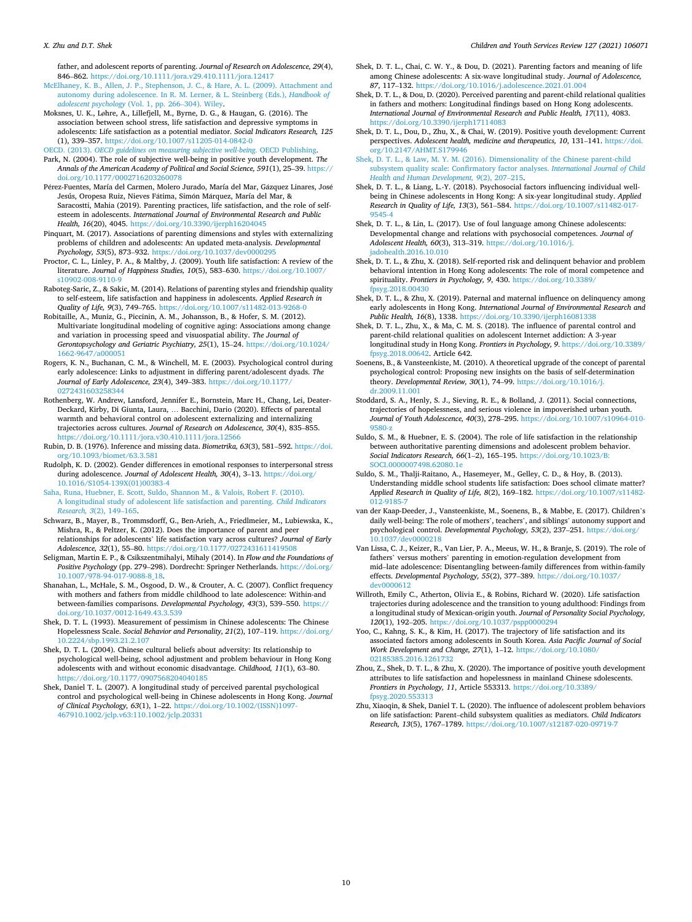father, and adolescent reports of parenting. *Journal of Research on Adolescence, 29*(4), 846–862. https://doi.org/10.1111/jora.v29.410.1111/jora.12417

McElhaney, K. B., Allen, J. P., Stephenson, J. C., & Hare, A. L. (2009). Attachment and autonomy during adolescence. In R. M. Lerner, & L. Steinberg (Eds.), *Handbook of adolescent psychology* (Vol. 1, pp. 266–304). Wiley.

Moksnes, U. K., Løhre, A., Lillefjell, M., Byrne, D. G., & Haugan, G. (2016). The association between school stress, life satisfaction and depressive symptoms in adolescents: Life satisfaction as a potential mediator. *Social Indicators Research, 125* (1), 339–357. https://doi.org/10.1007/s11205-014-0842-0

OECD. (2013). *OECD guidelines on measuring subjective well-being*. OECD Publishing.

Park, N. (2004). The role of subjective well-being in positive youth development. *The Annals of the American Academy of Political and Social Science, 591*(1), 25–39. https://doi.org/10.1177/0002716203260078

Pérez-Fuentes, María del Carmen, Molero Jurado, María del Mar, Gázquez Linares, José Jesús, Oropesa Ruiz, Nieves Fátima, Simón Márquez, María del Mar, & Saracostti, Mahia (2019). Parenting practices, life satisfaction, and the role of self-esteem in adolescents. *International Journal of Environmental Research and Public Health, 16*(20), 4045. https://doi.org/10.3390/ijerph16204045

Pinquart, M. (2017). Associations of parenting dimensions and styles with externalizing problems of children and adolescents: An updated meta-analysis. *Developmental Psychology, 53*(5), 873–932. https://doi.org/10.1037/dev0000295

Proctor, C. L., Linley, P. A., & Maltby, J. (2009). Youth life satisfaction: A review of the literature. *Journal of Happiness Studies, 10*(5), 583–630. https://doi.org/10.1007/s10902-008-9110-9

Raboteg-Saric, Z., & Sakic, M. (2014). Relations of parenting styles and friendship quality to self-esteem, life satisfaction and happiness in adolescents. *Applied Research in Quality of Life, 9*(3), 749–765. https://doi.org/10.1007/s11482-013-9268-0

Robitaille, A., Muniz, G., Piccinin, A. M., Johansson, B., & Hofer, S. M. (2012). Multivariate longitudinal modeling of cognitive aging: Associations among change and variation in processing speed and visuospatial ability. *The Journal of Gerontopsychology and Geriatric Psychiatry, 25*(1), 15–24. https://doi.org/10.1024/1662-9647/a000051

Rogers, K. N., Buchanan, C. M., & Winchell, M. E. (2003). Psychological control during early adolescence: Links to adjustment in differing parent/adolescent dyads. *The Journal of Early Adolescence, 23*(4), 349–383. https://doi.org/10.1177/0272431603258344

Rothenberg, W. Andrew, Lansford, Jennifer E., Bornstein, Marc H., Chang, Lei, Deater-Deckard, Kirby, Di Giunta, Laura, … Bacchini, Dario (2020). Effects of parental warmth and behavioral control on adolescent externalizing and internalizing trajectories across cultures. *Journal of Research on Adolescence, 30*(4), 835–855. https://doi.org/10.1111/jora.v30.410.1111/jora.12566

Rubin, D. B. (1976). Inference and missing data. *Biometrika, 63*(3), 581–592. https://doi.org/10.1093/biomet/63.3.581

Rudolph, K. D. (2002). Gender differences in emotional responses to interpersonal stress during adolescence. *Journal of Adolescent Health, 30*(4), 3–13. https://doi.org/10.1016/S1054-139X(01)00383-4

Saha, Runa, Huebner, E. Scott, Suldo, Shannon M., & Valois, Robert F. (2010). A longitudinal study of adolescent life satisfaction and parenting. *Child Indicators Research, 3*(2), 149–165.

Schwarz, B., Mayer, B., Trommsdorff, G., Ben-Arieh, A., Friedlmeier, M., Lubiewska, K., Mishra, R., & Peltzer, K. (2012). Does the importance of parent and peer relationships for adolescents' life satisfaction vary across cultures? *Journal of Early Adolescence, 32*(1), 55–80. https://doi.org/10.1177/0272431611419508

Seligman, Martin E. P., & Csikszentmihalyi, Mihaly (2014). In *Flow and the Foundations of Positive Psychology* (pp. 279–298). Dordrecht: Springer Netherlands. https://doi.org/10.1007/978-94-017-9088-8_18.

Shanahan, L., McHale, S. M., Osgood, D. W., & Crouter, A. C. (2007). Conflict frequency with mothers and fathers from middle childhood to late adolescence: Within-and between-families comparisons. *Developmental Psychology, 43*(3), 539–550. https://doi.org/10.1037/0012-1649.43.3.539

Shek, D. T. L. (1993). Measurement of pessimism in Chinese adolescents: The Chinese Hopelessness Scale. *Social Behavior and Personality, 21*(2), 107–119. https://doi.org/10.2224/sbp.1993.21.2.107

Shek, D. T. L. (2004). Chinese cultural beliefs about adversity: Its relationship to psychological well-being, school adjustment and problem behaviour in Hong Kong adolescents with and without economic disadvantage. *Childhood, 11*(1), 63–80. https://doi.org/10.1177/0907568204040185

Shek, Daniel T. L. (2007). A longitudinal study of perceived parental psychological control and psychological well-being in Chinese adolescents in Hong Kong. *Journal of Clinical Psychology, 63*(1), 1–22. https://doi.org/10.1002/(ISSN)1097-467910.1002/jclp.v63:110.1002/jclp.20331

Shek, D. T. L., Chai, C. W. Y., & Dou, D. (2021). Parenting factors and meaning of life among Chinese adolescents: A six-wave longitudinal study. *Journal of Adolescence, 87*, 117–132. https://doi.org/10.1016/j.adolescence.2021.01.004

Shek, D. T. L., & Dou, D. (2020). Perceived parenting and parent-child relational qualities in fathers and mothers: Longitudinal findings based on Hong Kong adolescents. *International Journal of Environmental Research and Public Health, 17*(11), 4083. https://doi.org/10.3390/ijerph17114083

Shek, D. T. L., Dou, D., Zhu, X., & Chai, W. (2019). Positive youth development: Current perspectives. *Adolescent health, medicine and therapeutics, 10*, 131–141. https://doi.org/10.2147/AHMT.S179946

Shek, D. T. L., & Law, M. Y. M. (2016). Dimensionality of the Chinese parent-child subsystem quality scale: Confirmatory factor analyses. *International Journal of Child Health and Human Development, 9*(2), 207–215.

Shek, D. T. L., & Liang, L.-Y. (2018). Psychosocial factors influencing individual well-being in Chinese adolescents in Hong Kong: A six-year longitudinal study. *Applied Research in Quality of Life, 13*(3), 561–584. https://doi.org/10.1007/s11482-017-9545-4

Shek, D. T. L., & Lin, L. (2017). Use of foul language among Chinese adolescents: Developmental change and relations with psychosocial competences. *Journal of Adolescent Health, 60*(3), 313–319. https://doi.org/10.1016/j.jadohealth.2016.10.010

Shek, D. T. L., & Zhu, X. (2018). Self-reported risk and delinquent behavior and problem behavioral intention in Hong Kong adolescents: The role of moral competence and spirituality. *Frontiers in Psychology, 9*, 430. https://doi.org/10.3389/fpsyg.2018.00430

Shek, D. T. L., & Zhu, X. (2019). Paternal and maternal influence on delinquency among early adolescents in Hong Kong. *International Journal of Environmental Research and Public Health, 16*(8), 1338. https://doi.org/10.3390/ijerph16081338

Shek, D. T. L., Zhu, X., & Ma, C. M. S. (2018). The influence of parental control and parent-child relational qualities on adolescent Internet addiction: A 3-year longitudinal study in Hong Kong. *Frontiers in Psychology, 9*. https://doi.org/10.3389/fpsyg.2018.00642. Article 642.

Soenens, B., & Vansteenkiste, M. (2010). A theoretical upgrade of the concept of parental psychological control: Proposing new insights on the basis of self-determination theory. *Developmental Review, 30*(1), 74–99. https://doi.org/10.1016/j.dr.2009.11.001

Stoddard, S. A., Henly, S. J., Sieving, R. E., & Bolland, J. (2011). Social connections, trajectories of hopelessness, and serious violence in impoverished urban youth. *Journal of Youth Adolescence, 40*(3), 278–295. https://doi.org/10.1007/s10964-010-9580-z

Suldo, S. M., & Huebner, E. S. (2004). The role of life satisfaction in the relationship between authoritative parenting dimensions and adolescent problem behavior. *Social Indicators Research, 66*(1–2), 165–195. https://doi.org/10.1023/B:SOCI.0000007498.62080.1e

Suldo, S. M., Thalji-Raitano, A., Hasemeyer, M., Gelley, C. D., & Hoy, B. (2013). Understanding middle school students life satisfaction: Does school climate matter? *Applied Research in Quality of Life, 8*(2), 169–182. https://doi.org/10.1007/s11482-012-9185-7

van der Kaap-Deeder, J., Vansteenkiste, M., Soenens, B., & Mabbe, E. (2017). Children's daily well-being: The role of mothers', teachers', and siblings' autonomy support and psychological control. *Developmental Psychology, 53*(2), 237–251. https://doi.org/10.1037/dev0000218

Van Lissa, C. J., Keizer, R., Van Lier, P. A., Meeus, W. H., & Branje, S. (2019). The role of fathers' versus mothers' parenting in emotion-regulation development from mid–late adolescence: Disentangling between-family differences from within-family effects. *Developmental Psychology, 55*(2), 377–389. https://doi.org/10.1037/dev0000612

Willroth, Emily C., Atherton, Olivia E., & Robins, Richard W. (2020). Life satisfaction trajectories during adolescence and the transition to young adulthood: Findings from a longitudinal study of Mexican-origin youth. *Journal of Personality Social Psychology, 120*(1), 192–205. https://doi.org/10.1037/pspp0000294

Yoo, C., Kahng, S. K., & Kim, H. (2017). The trajectory of life satisfaction and its associated factors among adolescents in South Korea. *Asia Pacific Journal of Social Work Development and Change, 27*(1), 1–12. https://doi.org/10.1080/02185385.2016.1261732

Zhou, Z., Shek, D. T. L., & Zhu, X. (2020). The importance of positive youth development attributes to life satisfaction and hopelessness in mainland Chinese sdolescents. *Frontiers in Psychology, 11*, Article 553313. https://doi.org/10.3389/fpsyg.2020.553313

Zhu, Xiaoqin, & Shek, Daniel T. L. (2020). The influence of adolescent problem behaviors on life satisfaction: Parent–child subsystem qualities as mediators. *Child Indicators Research, 13*(5), 1767–1789. https://doi.org/10.1007/s12187-020-09719-7